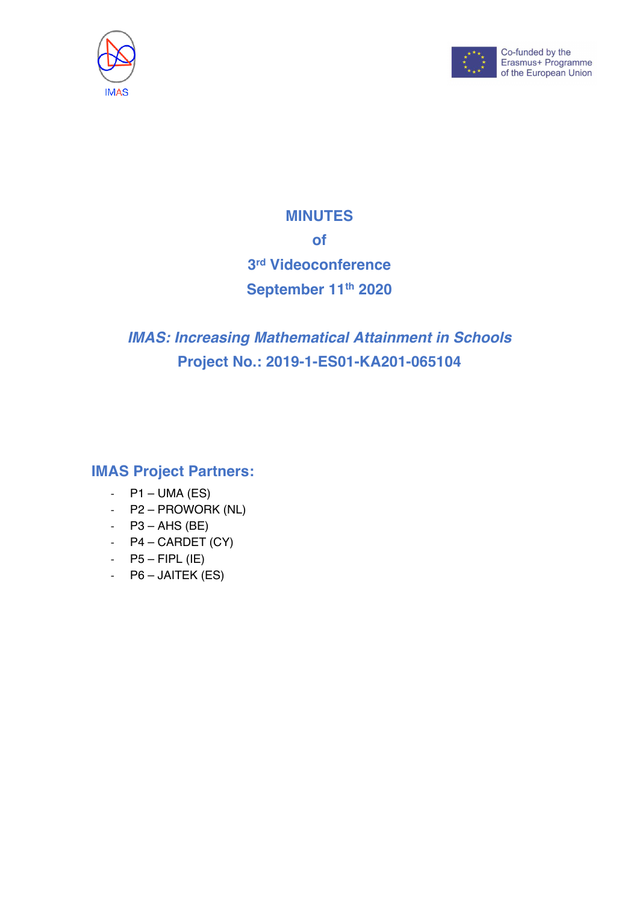IMAS

Co-funded by the Erasmus+ Programme of the European Union

# MINUTES

# of

# 3rd Videoconference

# September 11th 2020

## *IMAS: Increasing Mathematical Attainment in Schools*

## Project No.: 2019-1-ES01-KA201-065104

### IMAS Project Partners:

- P1 – UMA (ES)
- P2 – PROWORK (NL)
- P3 – AHS (BE)
- P4 – CARDET (CY)
- P5 – FIPL (IE)
- P6 – JAITEK (ES)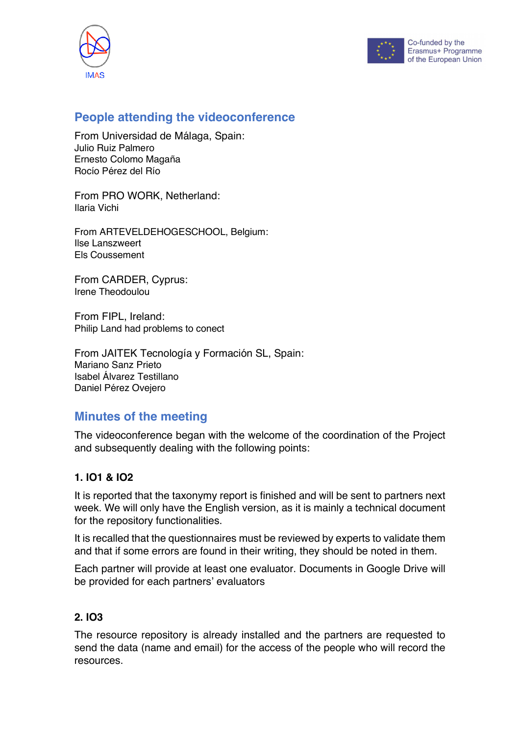## People attending the videoconference

From Universidad de Málaga, Spain:
Julio Ruiz Palmero
Ernesto Colomo Magaña
Rocío Pérez del Río

From PRO WORK, Netherland:
Ilaria Vichi

From ARTEVELDEHOGESCHOOL, Belgium:
Ilse Lanszweert
Els Coussement

From CARDER, Cyprus:
Irene Theodoulou

From FIPL, Ireland:
Philip Land had problems to conect

From JAITEK Tecnología y Formación SL, Spain:
Mariano Sanz Prieto
Isabel Álvarez Testillano
Daniel Pérez Ovejero

## Minutes of the meeting

The videoconference began with the welcome of the coordination of the Project and subsequently dealing with the following points:

### 1. IO1 & IO2

It is reported that the taxonymy report is finished and will be sent to partners next week. We will only have the English version, as it is mainly a technical document for the repository functionalities.

It is recalled that the questionnaires must be reviewed by experts to validate them and that if some errors are found in their writing, they should be noted in them.

Each partner will provide at least one evaluator. Documents in Google Drive will be provided for each partners' evaluators

### 2. IO3

The resource repository is already installed and the partners are requested to send the data (name and email) for the access of the people who will record the resources.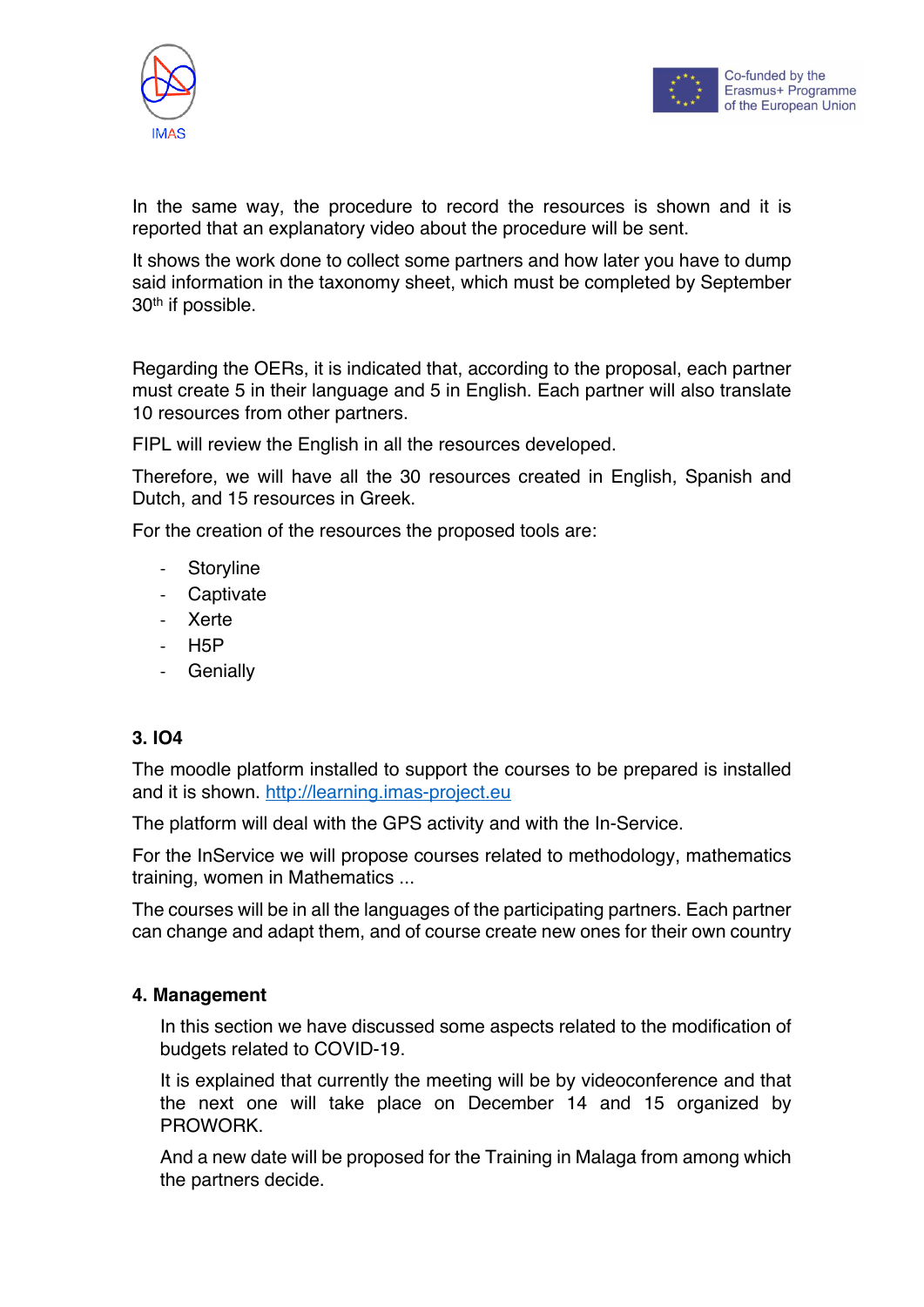In the same way, the procedure to record the resources is shown and it is reported that an explanatory video about the procedure will be sent.

It shows the work done to collect some partners and how later you have to dump said information in the taxonomy sheet, which must be completed by September 30th if possible.

Regarding the OERs, it is indicated that, according to the proposal, each partner must create 5 in their language and 5 in English. Each partner will also translate 10 resources from other partners.

FIPL will review the English in all the resources developed.

Therefore, we will have all the 30 resources created in English, Spanish and Dutch, and 15 resources in Greek.

For the creation of the resources the proposed tools are:

- Storyline
- Captivate
- Xerte
- H5P
- Genially

### 3. IO4

The moodle platform installed to support the courses to be prepared is installed and it is shown. [http://learning.imas-project.eu](http://learning.imas-project.eu)

The platform will deal with the GPS activity and with the In-Service.

For the InService we will propose courses related to methodology, mathematics training, women in Mathematics ...

The courses will be in all the languages of the participating partners. Each partner can change and adapt them, and of course create new ones for their own country

### 4. Management

In this section we have discussed some aspects related to the modification of budgets related to COVID-19.

It is explained that currently the meeting will be by videoconference and that the next one will take place on December 14 and 15 organized by PROWORK.

And a new date will be proposed for the Training in Malaga from among which the partners decide.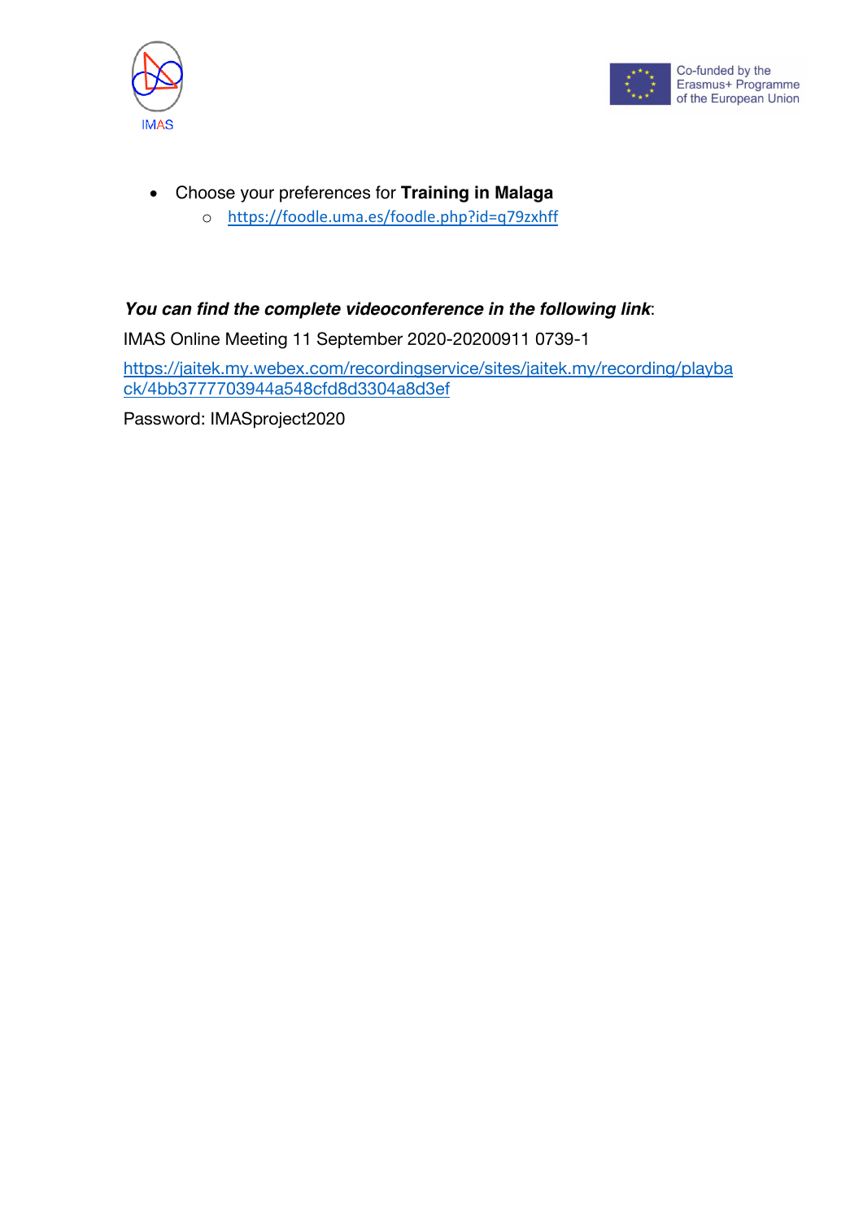- Choose your preferences for **Training in Malaga**
  - https://foodle.uma.es/foodle.php?id=q79zxhff

***You can find the complete videoconference in the following link***:

IMAS Online Meeting 11 September 2020-20200911 0739-1

https://jaitek.my.webex.com/recordingservice/sites/jaitek.my/recording/playback/4bb3777703944a548cfd8d3304a8d3ef

Password: IMASproject2020